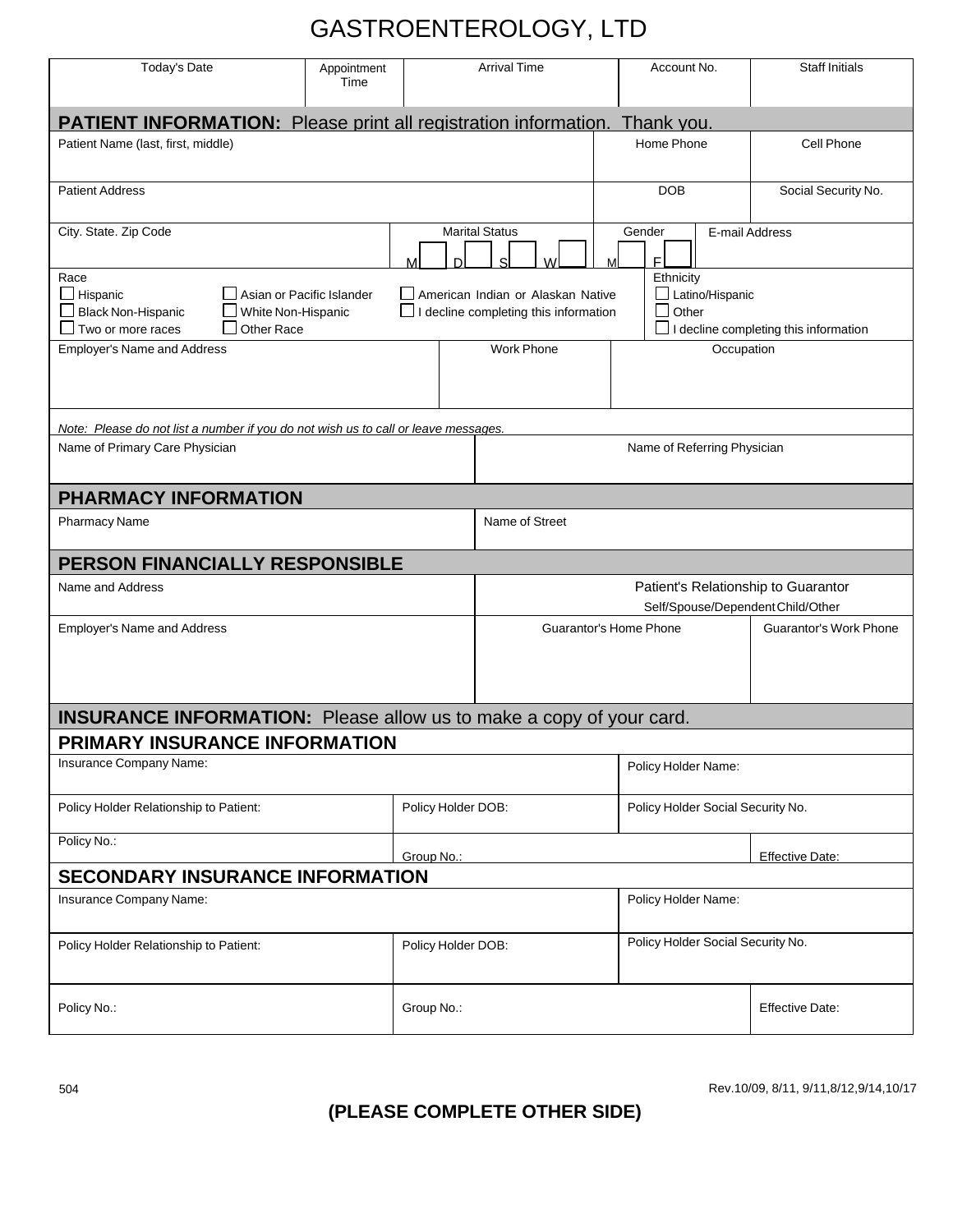# GASTROENTEROLOGY, LTD

| Today's Date | Appointment Time | Arrival Time | Account No. | Staff Initials |
|---|---|---|---|---|
| | | | | |

## PATIENT INFORMATION: Please print all registration information. Thank you.

| Patient Name (last, first, middle) | Home Phone | Cell Phone |
|---|---|---|
| | | |

| Patient Address | DOB | Social Security No. |
|---|---|---|
| | | |

| City. State. Zip Code | Marital Status | Gender | E-mail Address |
|---|---|---|---|
| | ☐ M ☐ D ☐ S ☐ W | ☐ M ☐ F | |

**Race**

- ☐ Hispanic
- ☐ Asian or Pacific Islander
- ☐ American Indian or Alaskan Native
- ☐ Black Non-Hispanic
- ☐ White Non-Hispanic
- ☐ I decline completing this information
- ☐ Two or more races
- ☐ Other Race

**Ethnicity**

- ☐ Latino/Hispanic
- ☐ Other
- ☐ I decline completing this information

| Employer's Name and Address | Work Phone | Occupation |
|---|---|---|
| | | |

*Note: Please do not list a number if you do not wish us to call or leave messages.*

| Name of Primary Care Physician | Name of Referring Physician |
|---|---|
| | |

## PHARMACY INFORMATION

| Pharmacy Name | Name of Street |
|---|---|
| | |

## PERSON FINANCIALLY RESPONSIBLE

| Name and Address | Patient's Relationship to Guarantor Self/Spouse/Dependent Child/Other | |
|---|---|---|
| | | |
| **Employer's Name and Address** | **Guarantor's Home Phone** | **Guarantor's Work Phone** |
| | | |

## INSURANCE INFORMATION: Please allow us to make a copy of your card.

### PRIMARY INSURANCE INFORMATION

| Insurance Company Name: | | Policy Holder Name: |
|---|---|---|
| Policy Holder Relationship to Patient: | Policy Holder DOB: | Policy Holder Social Security No. |
| Policy No.: | Group No.: | Effective Date: |

### SECONDARY INSURANCE INFORMATION

| Insurance Company Name: | | Policy Holder Name: |
|---|---|---|
| Policy Holder Relationship to Patient: | Policy Holder DOB: | Policy Holder Social Security No. |
| Policy No.: | Group No.: | Effective Date: |

504 Rev.10/09, 8/11, 9/11,8/12,9/14,10/17

**(PLEASE COMPLETE OTHER SIDE)**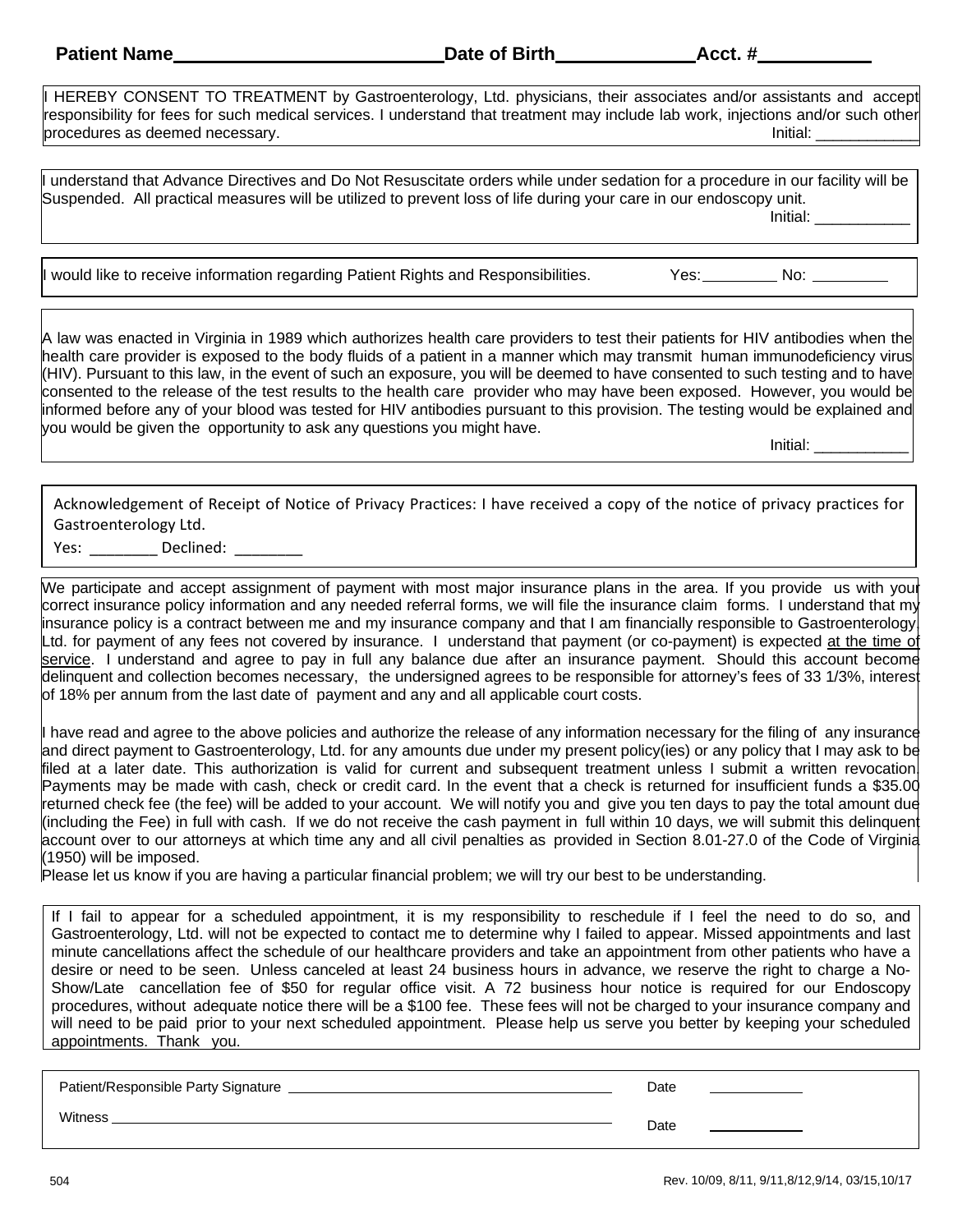**Patient Name**\_\_\_\_\_\_\_\_\_\_\_\_\_\_\_\_\_\_\_\_\_\_\_\_\_\_ **Date of Birth**\_\_\_\_\_\_\_\_\_\_\_\_\_\_ **Acct. #**\_\_\_\_\_\_\_\_\_\_\_\_

I HEREBY CONSENT TO TREATMENT by Gastroenterology, Ltd. physicians, their associates and/or assistants and accept responsibility for fees for such medical services. I understand that treatment may include lab work, injections and/or such other procedures as deemed necessary. Initial: \_\_\_\_\_\_\_\_\_\_\_\_

I understand that Advance Directives and Do Not Resuscitate orders while under sedation for a procedure in our facility will be Suspended. All practical measures will be utilized to prevent loss of life during your care in our endoscopy unit.
Initial: \_\_\_\_\_\_\_\_\_\_\_

I would like to receive information regarding Patient Rights and Responsibilities. Yes: \_\_\_\_\_\_\_\_\_ No: \_\_\_\_\_\_\_\_\_

A law was enacted in Virginia in 1989 which authorizes health care providers to test their patients for HIV antibodies when the health care provider is exposed to the body fluids of a patient in a manner which may transmit human immunodeficiency virus (HIV). Pursuant to this law, in the event of such an exposure, you will be deemed to have consented to such testing and to have consented to the release of the test results to the health care provider who may have been exposed. However, you would be informed before any of your blood was tested for HIV antibodies pursuant to this provision. The testing would be explained and you would be given the opportunity to ask any questions you might have.
Initial: \_\_\_\_\_\_\_\_\_\_\_

Acknowledgement of Receipt of Notice of Privacy Practices: I have received a copy of the notice of privacy practices for Gastroenterology Ltd.
Yes: \_\_\_\_\_\_\_\_ Declined: \_\_\_\_\_\_\_\_

We participate and accept assignment of payment with most major insurance plans in the area. If you provide us with your correct insurance policy information and any needed referral forms, we will file the insurance claim forms. I understand that my insurance policy is a contract between me and my insurance company and that I am financially responsible to Gastroenterology, Ltd. for payment of any fees not covered by insurance. I understand that payment (or co-payment) is expected at the time of service. I understand and agree to pay in full any balance due after an insurance payment. Should this account become delinquent and collection becomes necessary, the undersigned agrees to be responsible for attorney's fees of 33 1/3%, interest of 18% per annum from the last date of payment and any and all applicable court costs.

I have read and agree to the above policies and authorize the release of any information necessary for the filing of any insurance and direct payment to Gastroenterology, Ltd. for any amounts due under my present policy(ies) or any policy that I may ask to be filed at a later date. This authorization is valid for current and subsequent treatment unless I submit a written revocation. Payments may be made with cash, check or credit card. In the event that a check is returned for insufficient funds a $35.00 returned check fee (the fee) will be added to your account. We will notify you and give you ten days to pay the total amount due (including the Fee) in full with cash. If we do not receive the cash payment in full within 10 days, we will submit this delinquent account over to our attorneys at which time any and all civil penalties as provided in Section 8.01-27.0 of the Code of Virginia (1950) will be imposed.
Please let us know if you are having a particular financial problem; we will try our best to be understanding.

If I fail to appear for a scheduled appointment, it is my responsibility to reschedule if I feel the need to do so, and Gastroenterology, Ltd. will not be expected to contact me to determine why I failed to appear. Missed appointments and last minute cancellations affect the schedule of our healthcare providers and take an appointment from other patients who have a desire or need to be seen. Unless canceled at least 24 business hours in advance, we reserve the right to charge a No-Show/Late cancellation fee of $50 for regular office visit. A 72 business hour notice is required for our Endoscopy procedures, without adequate notice there will be a $100 fee. These fees will not be charged to your insurance company and will need to be paid prior to your next scheduled appointment. Please help us serve you better by keeping your scheduled appointments. Thank you.

Patient/Responsible Party Signature \_\_\_\_\_\_\_\_\_\_\_\_\_\_\_\_\_\_\_\_\_\_\_\_\_\_\_\_\_\_\_\_\_\_\_\_\_\_\_\_ Date \_\_\_\_\_\_\_\_\_\_\_\_

Witness \_\_\_\_\_\_\_\_\_\_\_\_\_\_\_\_\_\_\_\_\_\_\_\_\_\_\_\_\_\_\_\_\_\_\_\_\_\_\_\_\_\_\_\_\_\_\_\_\_\_\_\_\_\_\_\_\_\_\_\_\_\_ Date \_\_\_\_\_\_\_\_\_\_\_\_

504 Rev. 10/09, 8/11, 9/11,8/12,9/14, 03/15,10/17